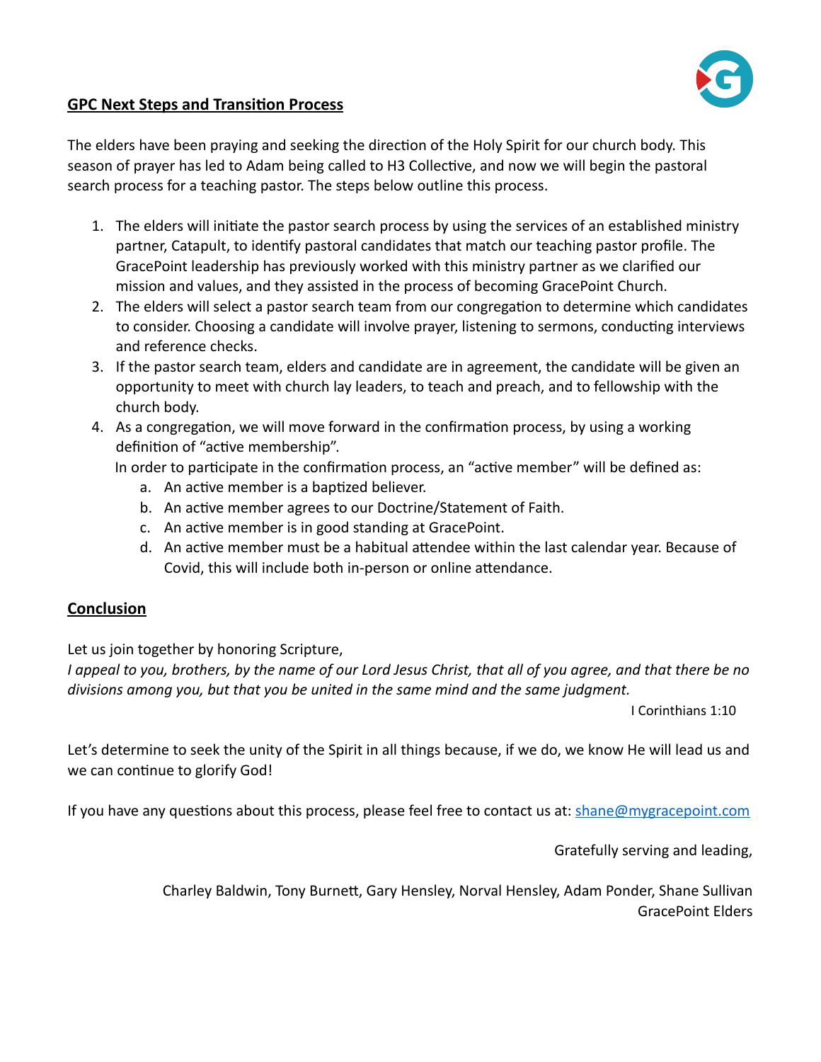## GPC Next Steps and Transition Process

The elders have been praying and seeking the direction of the Holy Spirit for our church body. This season of prayer has led to Adam being called to H3 Collective, and now we will begin the pastoral search process for a teaching pastor. The steps below outline this process.

1. The elders will initiate the pastor search process by using the services of an established ministry partner, Catapult, to identify pastoral candidates that match our teaching pastor profile. The GracePoint leadership has previously worked with this ministry partner as we clarified our mission and values, and they assisted in the process of becoming GracePoint Church.
2. The elders will select a pastor search team from our congregation to determine which candidates to consider. Choosing a candidate will involve prayer, listening to sermons, conducting interviews and reference checks.
3. If the pastor search team, elders and candidate are in agreement, the candidate will be given an opportunity to meet with church lay leaders, to teach and preach, and to fellowship with the church body.
4. As a congregation, we will move forward in the confirmation process, by using a working definition of "active membership".
   In order to participate in the confirmation process, an "active member" will be defined as:
   a. An active member is a baptized believer.
   b. An active member agrees to our Doctrine/Statement of Faith.
   c. An active member is in good standing at GracePoint.
   d. An active member must be a habitual attendee within the last calendar year. Because of Covid, this will include both in-person or online attendance.

## Conclusion

Let us join together by honoring Scripture,
*I appeal to you, brothers, by the name of our Lord Jesus Christ, that all of you agree, and that there be no divisions among you, but that you be united in the same mind and the same judgment.*

I Corinthians 1:10

Let's determine to seek the unity of the Spirit in all things because, if we do, we know He will lead us and we can continue to glorify God!

If you have any questions about this process, please feel free to contact us at: shane@mygracepoint.com

Gratefully serving and leading,

Charley Baldwin, Tony Burnett, Gary Hensley, Norval Hensley, Adam Ponder, Shane Sullivan
GracePoint Elders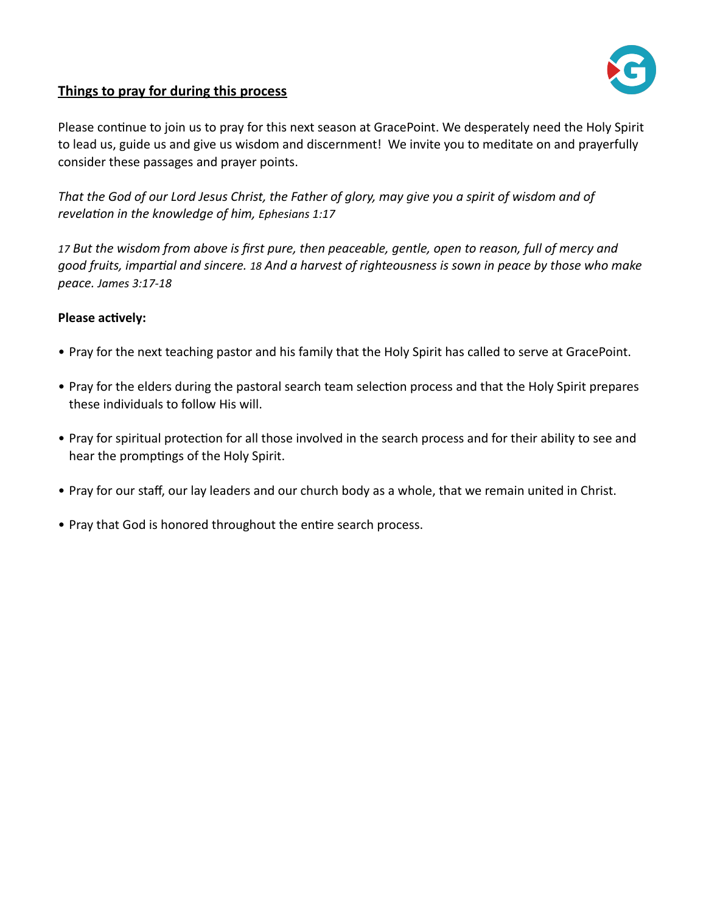## **Things to pray for during this process**

Please continue to join us to pray for this next season at GracePoint. We desperately need the Holy Spirit to lead us, guide us and give us wisdom and discernment! We invite you to meditate on and prayerfully consider these passages and prayer points.

*That the God of our Lord Jesus Christ, the Father of glory, may give you a spirit of wisdom and of revelation in the knowledge of him,* *Ephesians 1:17*

*17 But the wisdom from above is first pure, then peaceable, gentle, open to reason, full of mercy and good fruits, impartial and sincere. 18 And a harvest of righteousness is sown in peace by those who make peace. James 3:17-18*

**Please actively:**

- Pray for the next teaching pastor and his family that the Holy Spirit has called to serve at GracePoint.
- Pray for the elders during the pastoral search team selection process and that the Holy Spirit prepares these individuals to follow His will.
- Pray for spiritual protection for all those involved in the search process and for their ability to see and hear the promptings of the Holy Spirit.
- Pray for our staff, our lay leaders and our church body as a whole, that we remain united in Christ.
- Pray that God is honored throughout the entire search process.